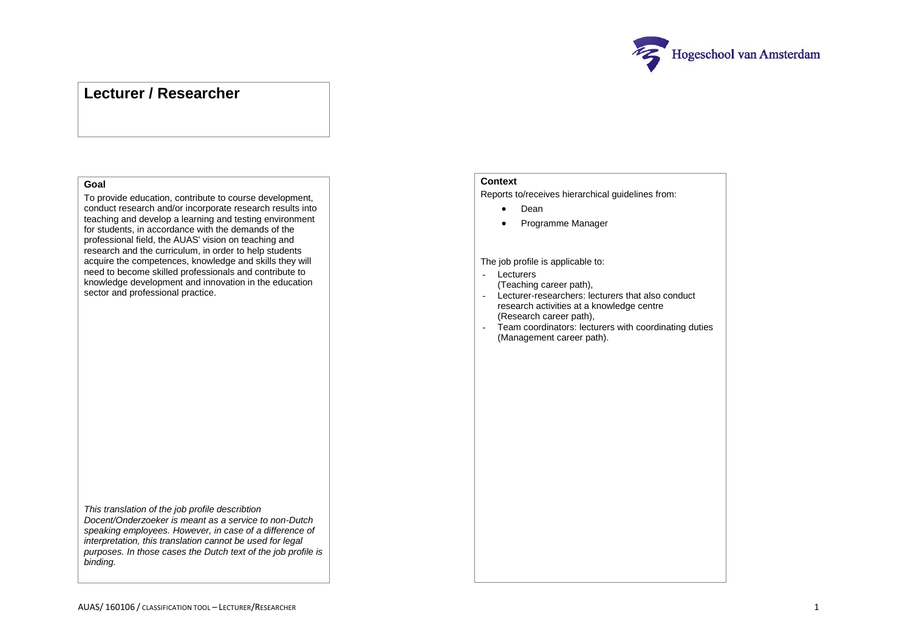# Lecturer / Researcher

## Goal

To provide education, contribute to course development, conduct research and/or incorporate research results into teaching and develop a learning and testing environment for students, in accordance with the demands of the professional field, the AUAS' vision on teaching and research and the curriculum, in order to help students acquire the competences, knowledge and skills they will need to become skilled professionals and contribute to knowledge development and innovation in the education sector and professional practice.

*This translation of the job profile describtion Docent/Onderzoeker is meant as a service to non-Dutch speaking employees. However, in case of a difference of interpretation, this translation cannot be used for legal purposes. In those cases the Dutch text of the job profile is binding.*

## Context

Reports to/receives hierarchical guidelines from:

- Dean
- Programme Manager

The job profile is applicable to:

- Lecturers
  (Teaching career path),
- Lecturer-researchers: lecturers that also conduct research activities at a knowledge centre
  (Research career path),
- Team coordinators: lecturers with coordinating duties
  (Management career path).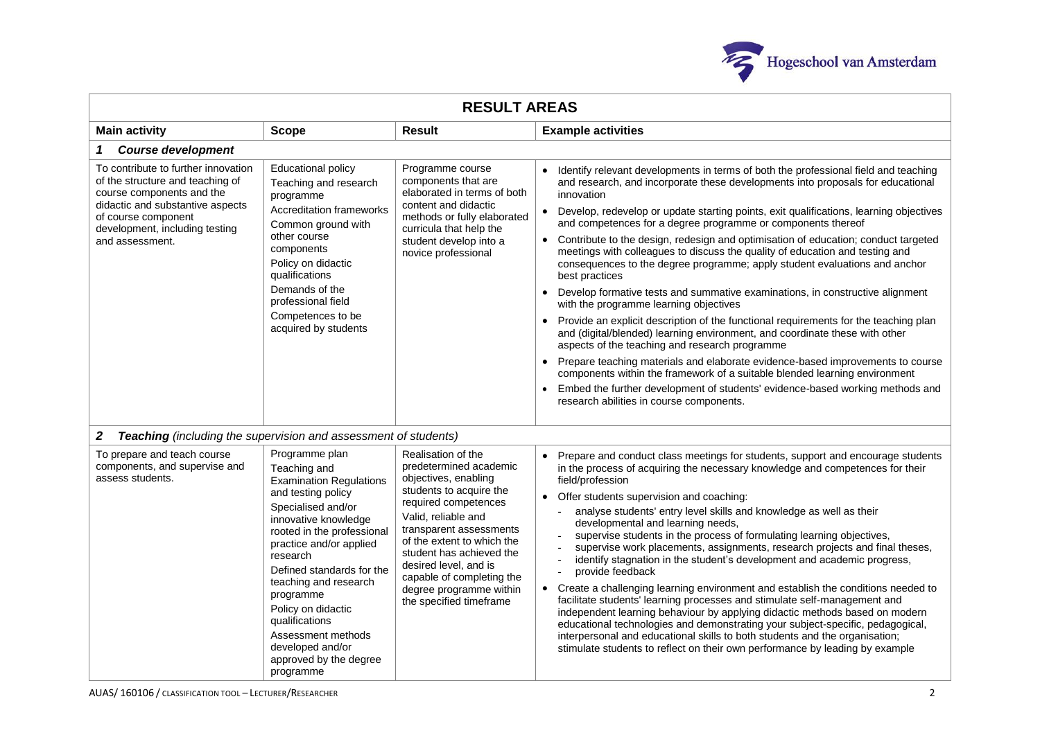| RESULT AREAS | | | |
|---|---|---|---|
| **Main activity** | **Scope** | **Result** | **Example activities** |
| ***1 Course development*** | | | |
| To contribute to further innovation of the structure and teaching of course components and the didactic and substantive aspects of course component development, including testing and assessment. | Educational policy<br>Teaching and research programme<br>Accreditation frameworks<br>Common ground with other course components<br>Policy on didactic qualifications<br>Demands of the professional field<br>Competences to be acquired by students | Programme course components that are elaborated in terms of both content and didactic methods or fully elaborated curricula that help the student develop into a novice professional | • Identify relevant developments in terms of both the professional field and teaching and research, and incorporate these developments into proposals for educational innovation<br>• Develop, redevelop or update starting points, exit qualifications, learning objectives and competences for a degree programme or components thereof<br>• Contribute to the design, redesign and optimisation of education; conduct targeted meetings with colleagues to discuss the quality of education and testing and consequences to the degree programme; apply student evaluations and anchor best practices<br>• Develop formative tests and summative examinations, in constructive alignment with the programme learning objectives<br>• Provide an explicit description of the functional requirements for the teaching plan and (digital/blended) learning environment, and coordinate these with other aspects of the teaching and research programme<br>• Prepare teaching materials and elaborate evidence-based improvements to course components within the framework of a suitable blended learning environment<br>• Embed the further development of students' evidence-based working methods and research abilities in course components. |
| ***2 Teaching** (including the supervision and assessment of students)* | | | |
| To prepare and teach course components, and supervise and assess students. | Programme plan<br>Teaching and Examination Regulations and testing policy<br>Specialised and/or innovative knowledge rooted in the professional practice and/or applied research<br>Defined standards for the teaching and research programme<br>Policy on didactic qualifications<br>Assessment methods developed and/or approved by the degree programme | Realisation of the predetermined academic objectives, enabling students to acquire the required competences<br>Valid, reliable and transparent assessments of the extent to which the student has achieved the desired level, and is capable of completing the degree programme within the specified timeframe | • Prepare and conduct class meetings for students, support and encourage students in the process of acquiring the necessary knowledge and competences for their field/profession<br>• Offer students supervision and coaching:<br>- analyse students' entry level skills and knowledge as well as their developmental and learning needs,<br>- supervise students in the process of formulating learning objectives,<br>- supervise work placements, assignments, research projects and final theses,<br>- identify stagnation in the student's development and academic progress,<br>- provide feedback<br>• Create a challenging learning environment and establish the conditions needed to facilitate students' learning processes and stimulate self-management and independent learning behaviour by applying didactic methods based on modern educational technologies and demonstrating your subject-specific, pedagogical, interpersonal and educational skills to both students and the organisation; stimulate students to reflect on their own performance by leading by example |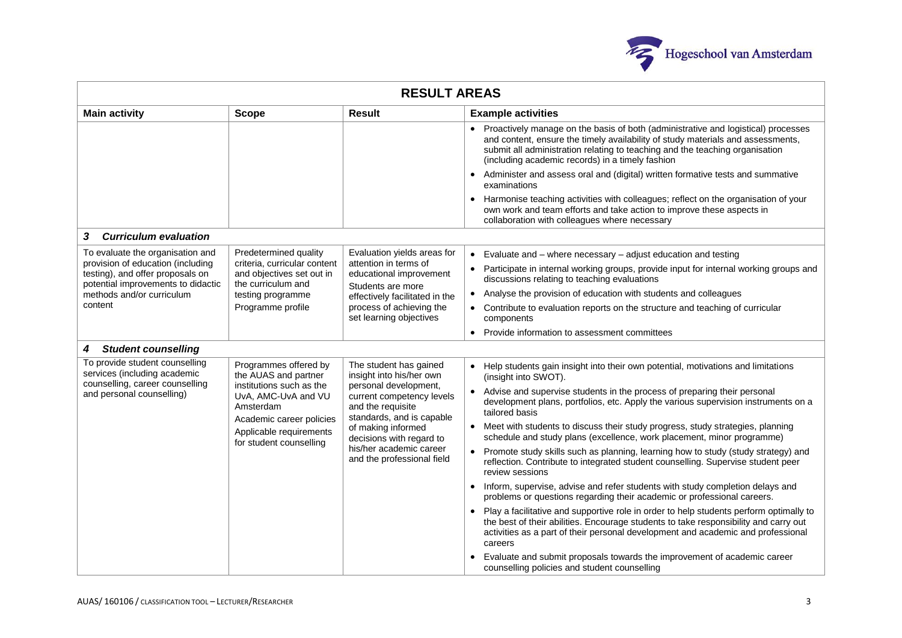| **RESULT AREAS** | | | |
|---|---|---|---|
| **Main activity** | **Scope** | **Result** | **Example activities** |
| | | | • Proactively manage on the basis of both (administrative and logistical) processes and content, ensure the timely availability of study materials and assessments, submit all administration relating to teaching and the teaching organisation (including academic records) in a timely fashion<br>• Administer and assess oral and (digital) written formative tests and summative examinations<br>• Harmonise teaching activities with colleagues; reflect on the organisation of your own work and team efforts and take action to improve these aspects in collaboration with colleagues where necessary |
| ***3 Curriculum evaluation*** | | | |
| To evaluate the organisation and provision of education (including testing), and offer proposals on potential improvements to didactic methods and/or curriculum content | Predetermined quality criteria, curricular content and objectives set out in the curriculum and testing programme<br>Programme profile | Evaluation yields areas for attention in terms of educational improvement<br>Students are more effectively facilitated in the process of achieving the set learning objectives | • Evaluate and – where necessary – adjust education and testing<br>• Participate in internal working groups, provide input for internal working groups and discussions relating to teaching evaluations<br>• Analyse the provision of education with students and colleagues<br>• Contribute to evaluation reports on the structure and teaching of curricular components<br>• Provide information to assessment committees |
| ***4 Student counselling*** | | | |
| To provide student counselling services (including academic counselling, career counselling and personal counselling) | Programmes offered by the AUAS and partner institutions such as the UvA, AMC-UvA and VU Amsterdam<br>Academic career policies<br>Applicable requirements for student counselling | The student has gained insight into his/her own personal development, current competency levels and the requisite standards, and is capable of making informed decisions with regard to his/her academic career and the professional field | • Help students gain insight into their own potential, motivations and limitations (insight into SWOT).<br>• Advise and supervise students in the process of preparing their personal development plans, portfolios, etc. Apply the various supervision instruments on a tailored basis<br>• Meet with students to discuss their study progress, study strategies, planning schedule and study plans (excellence, work placement, minor programme)<br>• Promote study skills such as planning, learning how to study (study strategy) and reflection. Contribute to integrated student counselling. Supervise student peer review sessions<br>• Inform, supervise, advise and refer students with study completion delays and problems or questions regarding their academic or professional careers.<br>• Play a facilitative and supportive role in order to help students perform optimally to the best of their abilities. Encourage students to take responsibility and carry out activities as a part of their personal development and academic and professional careers<br>• Evaluate and submit proposals towards the improvement of academic career counselling policies and student counselling |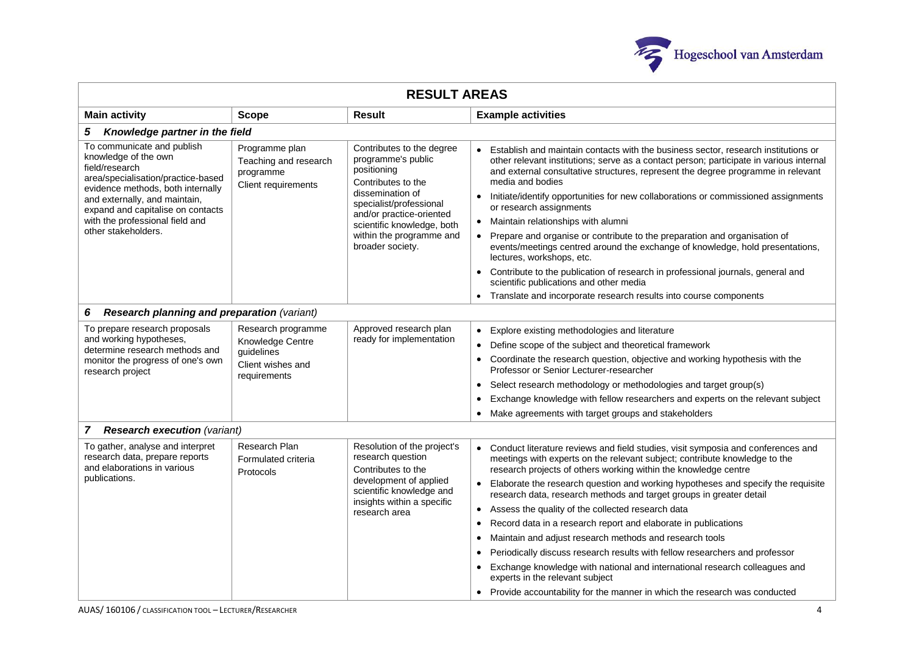| RESULT AREAS | | | |
|---|---|---|---|
| **Main activity** | **Scope** | **Result** | **Example activities** |
| ***5 Knowledge partner in the field*** | | | |
| To communicate and publish knowledge of the own field/research area/specialisation/practice-based evidence methods, both internally and externally, and maintain, expand and capitalise on contacts with the professional field and other stakeholders. | Programme plan<br>Teaching and research programme<br>Client requirements | Contributes to the degree programme's public positioning<br>Contributes to the dissemination of specialist/professional and/or practice-oriented scientific knowledge, both within the programme and broader society. | • Establish and maintain contacts with the business sector, research institutions or other relevant institutions; serve as a contact person; participate in various internal and external consultative structures, represent the degree programme in relevant media and bodies<br>• Initiate/identify opportunities for new collaborations or commissioned assignments or research assignments<br>• Maintain relationships with alumni<br>• Prepare and organise or contribute to the preparation and organisation of events/meetings centred around the exchange of knowledge, hold presentations, lectures, workshops, etc.<br>• Contribute to the publication of research in professional journals, general and scientific publications and other media<br>• Translate and incorporate research results into course components |
| ***6 Research planning and preparation*** *(variant)* | | | |
| To prepare research proposals and working hypotheses, determine research methods and monitor the progress of one's own research project | Research programme<br>Knowledge Centre guidelines<br>Client wishes and requirements | Approved research plan ready for implementation | • Explore existing methodologies and literature<br>• Define scope of the subject and theoretical framework<br>• Coordinate the research question, objective and working hypothesis with the Professor or Senior Lecturer-researcher<br>• Select research methodology or methodologies and target group(s)<br>• Exchange knowledge with fellow researchers and experts on the relevant subject<br>• Make agreements with target groups and stakeholders |
| ***7 Research execution*** *(variant)* | | | |
| To gather, analyse and interpret research data, prepare reports and elaborations in various publications. | Research Plan<br>Formulated criteria<br>Protocols | Resolution of the project's research question<br>Contributes to the development of applied scientific knowledge and insights within a specific research area | • Conduct literature reviews and field studies, visit symposia and conferences and meetings with experts on the relevant subject; contribute knowledge to the research projects of others working within the knowledge centre<br>• Elaborate the research question and working hypotheses and specify the requisite research data, research methods and target groups in greater detail<br>• Assess the quality of the collected research data<br>• Record data in a research report and elaborate in publications<br>• Maintain and adjust research methods and research tools<br>• Periodically discuss research results with fellow researchers and professor<br>• Exchange knowledge with national and international research colleagues and experts in the relevant subject<br>• Provide accountability for the manner in which the research was conducted |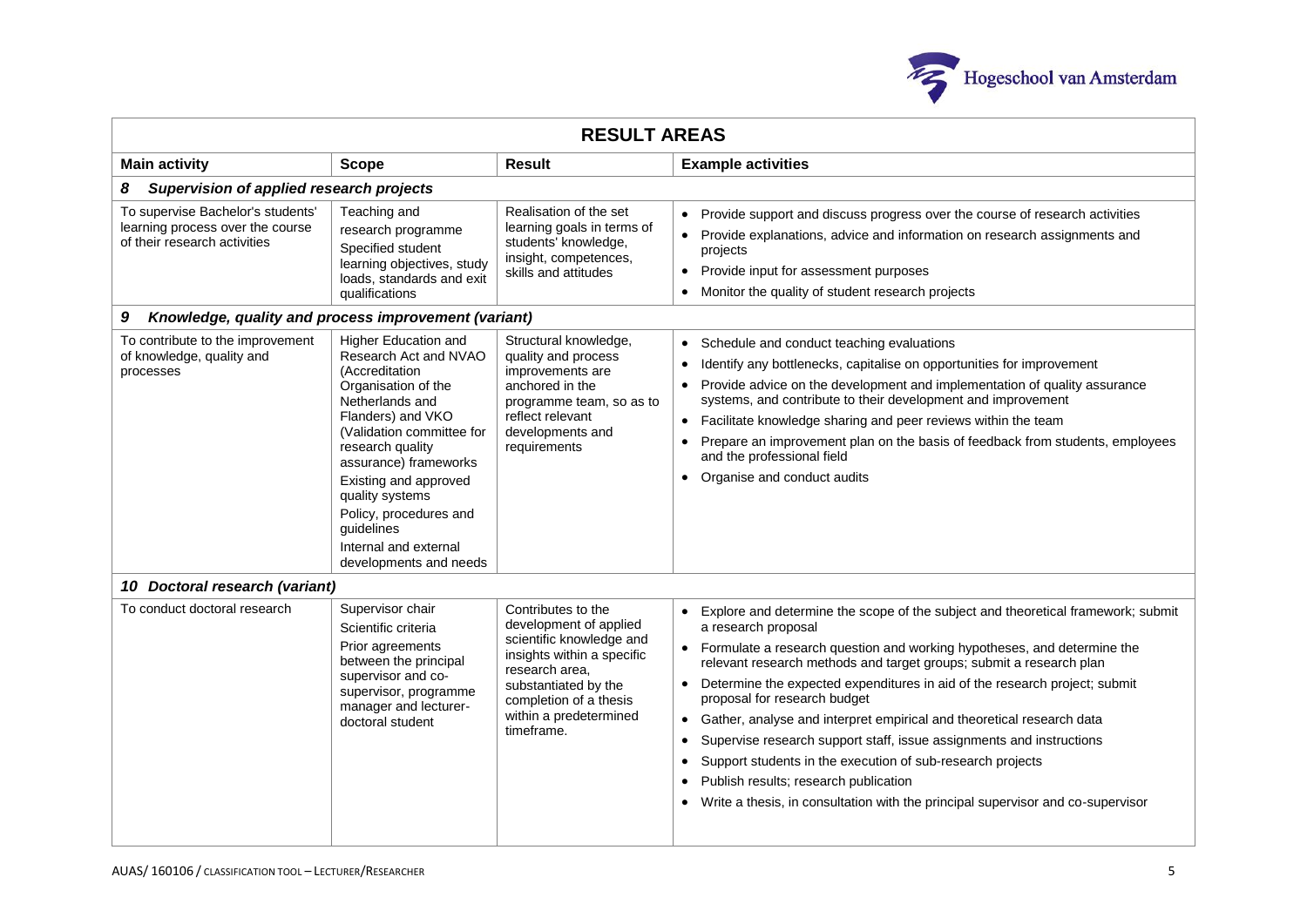| **RESULT AREAS** | | | |
|---|---|---|---|
| **Main activity** | **Scope** | **Result** | **Example activities** |
| ***8 Supervision of applied research projects*** | | | |
| To supervise Bachelor's students' learning process over the course of their research activities | Teaching and research programme<br>Specified student learning objectives, study loads, standards and exit qualifications | Realisation of the set learning goals in terms of students' knowledge, insight, competences, skills and attitudes | • Provide support and discuss progress over the course of research activities<br>• Provide explanations, advice and information on research assignments and projects<br>• Provide input for assessment purposes<br>• Monitor the quality of student research projects |
| ***9 Knowledge, quality and process improvement (variant)*** | | | |
| To contribute to the improvement of knowledge, quality and processes | Higher Education and Research Act and NVAO (Accreditation Organisation of the Netherlands and Flanders) and VKO (Validation committee for research quality assurance) frameworks<br>Existing and approved quality systems<br>Policy, procedures and guidelines<br>Internal and external developments and needs | Structural knowledge, quality and process improvements are anchored in the programme team, so as to reflect relevant developments and requirements | • Schedule and conduct teaching evaluations<br>• Identify any bottlenecks, capitalise on opportunities for improvement<br>• Provide advice on the development and implementation of quality assurance systems, and contribute to their development and improvement<br>• Facilitate knowledge sharing and peer reviews within the team<br>• Prepare an improvement plan on the basis of feedback from students, employees and the professional field<br>• Organise and conduct audits |
| ***10 Doctoral research (variant)*** | | | |
| To conduct doctoral research | Supervisor chair<br>Scientific criteria<br>Prior agreements between the principal supervisor and co-supervisor, programme manager and lecturer-doctoral student | Contributes to the development of applied scientific knowledge and insights within a specific research area, substantiated by the completion of a thesis within a predetermined timeframe. | • Explore and determine the scope of the subject and theoretical framework; submit a research proposal<br>• Formulate a research question and working hypotheses, and determine the relevant research methods and target groups; submit a research plan<br>• Determine the expected expenditures in aid of the research project; submit proposal for research budget<br>• Gather, analyse and interpret empirical and theoretical research data<br>• Supervise research support staff, issue assignments and instructions<br>• Support students in the execution of sub-research projects<br>• Publish results; research publication<br>• Write a thesis, in consultation with the principal supervisor and co-supervisor |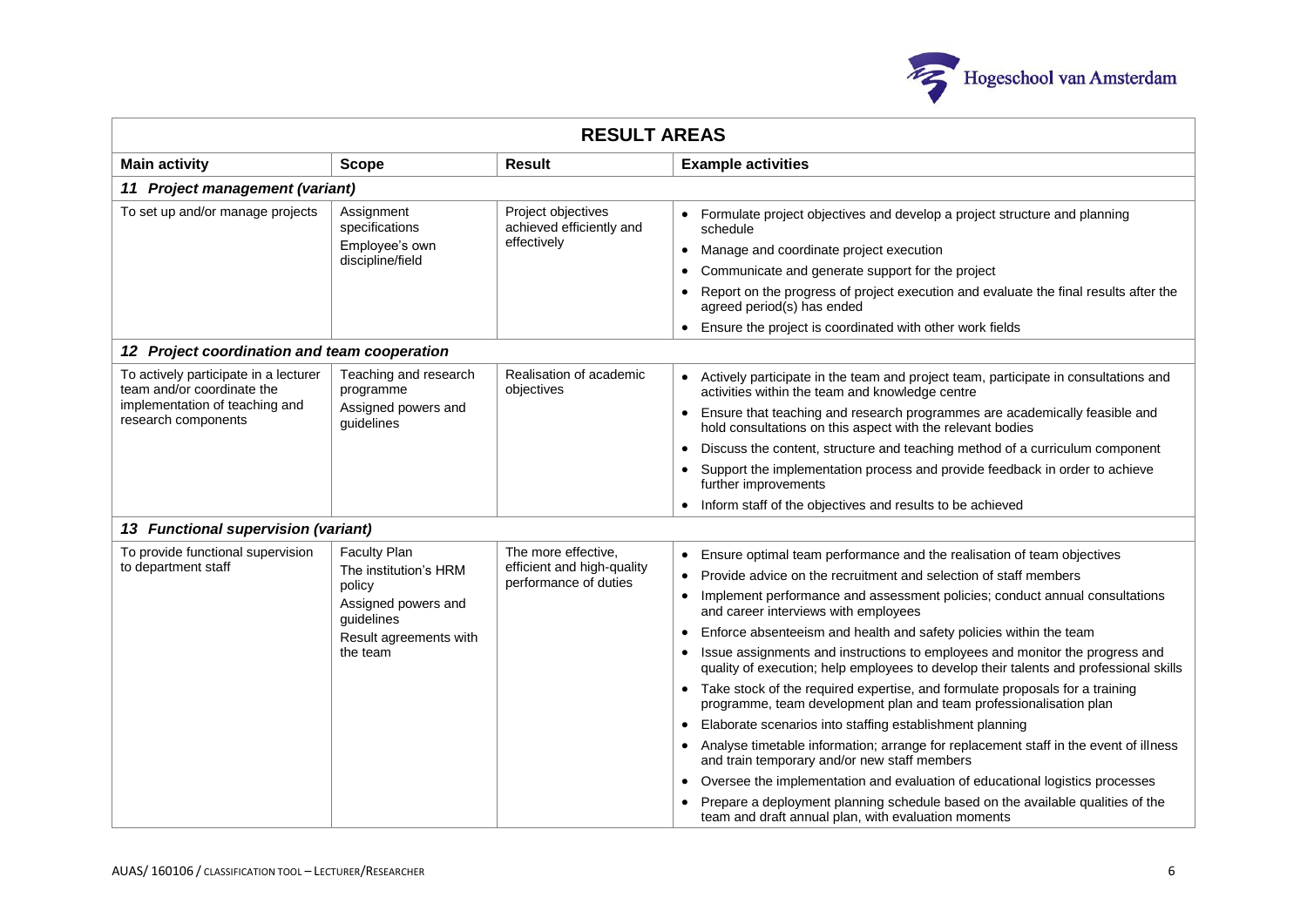| RESULT AREAS | | | |
|---|---|---|---|
| **Main activity** | **Scope** | **Result** | **Example activities** |
| ***11 Project management (variant)*** | | | |
| To set up and/or manage projects | Assignment specifications<br>Employee's own discipline/field | Project objectives achieved efficiently and effectively | • Formulate project objectives and develop a project structure and planning schedule<br>• Manage and coordinate project execution<br>• Communicate and generate support for the project<br>• Report on the progress of project execution and evaluate the final results after the agreed period(s) has ended<br>• Ensure the project is coordinated with other work fields |
| ***12 Project coordination and team cooperation*** | | | |
| To actively participate in a lecturer team and/or coordinate the implementation of teaching and research components | Teaching and research programme<br>Assigned powers and guidelines | Realisation of academic objectives | • Actively participate in the team and project team, participate in consultations and activities within the team and knowledge centre<br>• Ensure that teaching and research programmes are academically feasible and hold consultations on this aspect with the relevant bodies<br>• Discuss the content, structure and teaching method of a curriculum component<br>• Support the implementation process and provide feedback in order to achieve further improvements<br>• Inform staff of the objectives and results to be achieved |
| ***13 Functional supervision (variant)*** | | | |
| To provide functional supervision to department staff | Faculty Plan<br>The institution's HRM policy<br>Assigned powers and guidelines<br>Result agreements with the team | The more effective, efficient and high-quality performance of duties | • Ensure optimal team performance and the realisation of team objectives<br>• Provide advice on the recruitment and selection of staff members<br>• Implement performance and assessment policies; conduct annual consultations and career interviews with employees<br>• Enforce absenteeism and health and safety policies within the team<br>• Issue assignments and instructions to employees and monitor the progress and quality of execution; help employees to develop their talents and professional skills<br>• Take stock of the required expertise, and formulate proposals for a training programme, team development plan and team professionalisation plan<br>• Elaborate scenarios into staffing establishment planning<br>• Analyse timetable information; arrange for replacement staff in the event of illness and train temporary and/or new staff members<br>• Oversee the implementation and evaluation of educational logistics processes<br>• Prepare a deployment planning schedule based on the available qualities of the team and draft annual plan, with evaluation moments |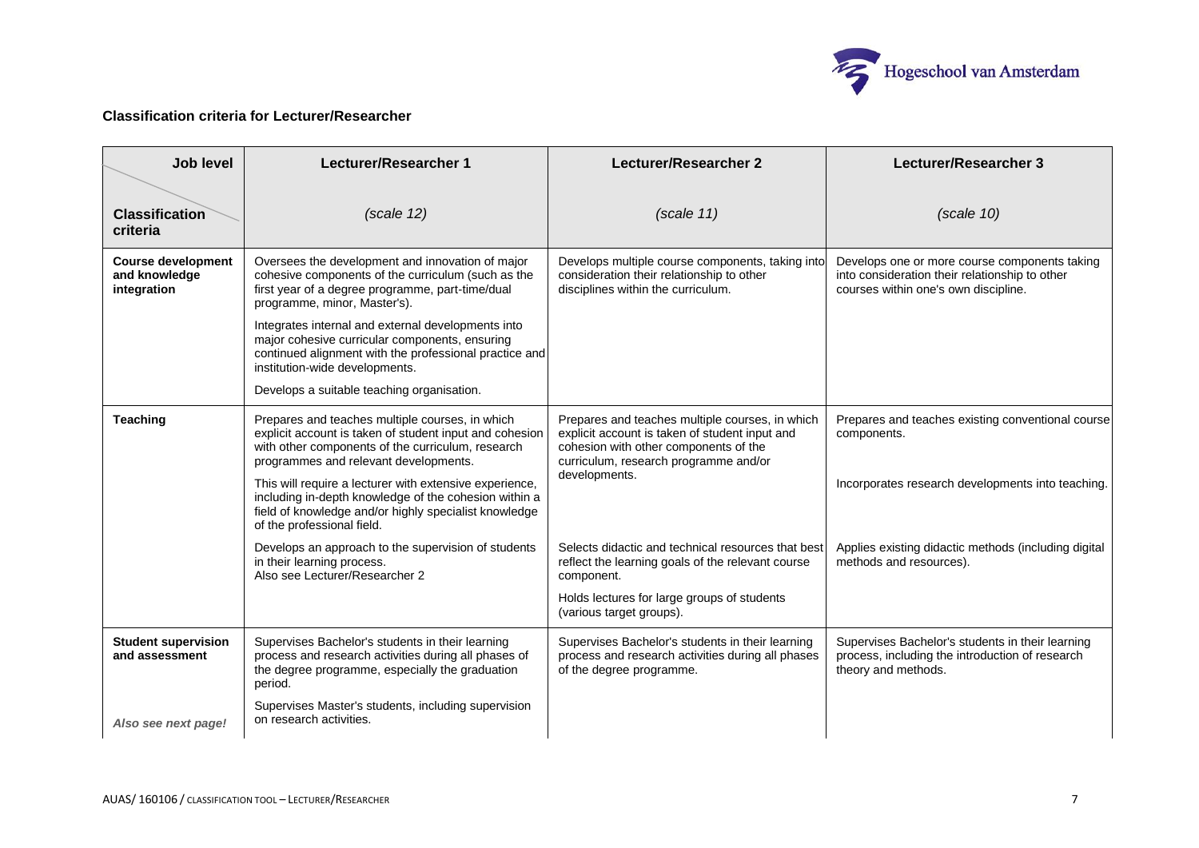**Classification criteria for Lecturer/Researcher**

| Job level / Classification criteria | Lecturer/Researcher 1 (scale 12) | Lecturer/Researcher 2 (scale 11) | Lecturer/Researcher 3 (scale 10) |
|---|---|---|---|
| **Course development and knowledge integration** | Oversees the development and innovation of major cohesive components of the curriculum (such as the first year of a degree programme, part-time/dual programme, minor, Master's).<br><br>Integrates internal and external developments into major cohesive curricular components, ensuring continued alignment with the professional practice and institution-wide developments.<br><br>Develops a suitable teaching organisation. | Develops multiple course components, taking into consideration their relationship to other disciplines within the curriculum. | Develops one or more course components taking into consideration their relationship to other courses within one's own discipline. |
| **Teaching** | Prepares and teaches multiple courses, in which explicit account is taken of student input and cohesion with other components of the curriculum, research programmes and relevant developments.<br><br>This will require a lecturer with extensive experience, including in-depth knowledge of the cohesion within a field of knowledge and/or highly specialist knowledge of the professional field.<br><br>Develops an approach to the supervision of students in their learning process.<br>Also see Lecturer/Researcher 2 | Prepares and teaches multiple courses, in which explicit account is taken of student input and cohesion with other components of the curriculum, research programme and/or developments.<br><br>Selects didactic and technical resources that best reflect the learning goals of the relevant course component.<br><br>Holds lectures for large groups of students (various target groups). | Prepares and teaches existing conventional course components.<br><br>Incorporates research developments into teaching.<br><br>Applies existing didactic methods (including digital methods and resources). |
| **Student supervision and assessment**<br><br>***Also see next page!*** | Supervises Bachelor's students in their learning process and research activities during all phases of the degree programme, especially the graduation period.<br><br>Supervises Master's students, including supervision on research activities. | Supervises Bachelor's students in their learning process and research activities during all phases of the degree programme. | Supervises Bachelor's students in their learning process, including the introduction of research theory and methods. |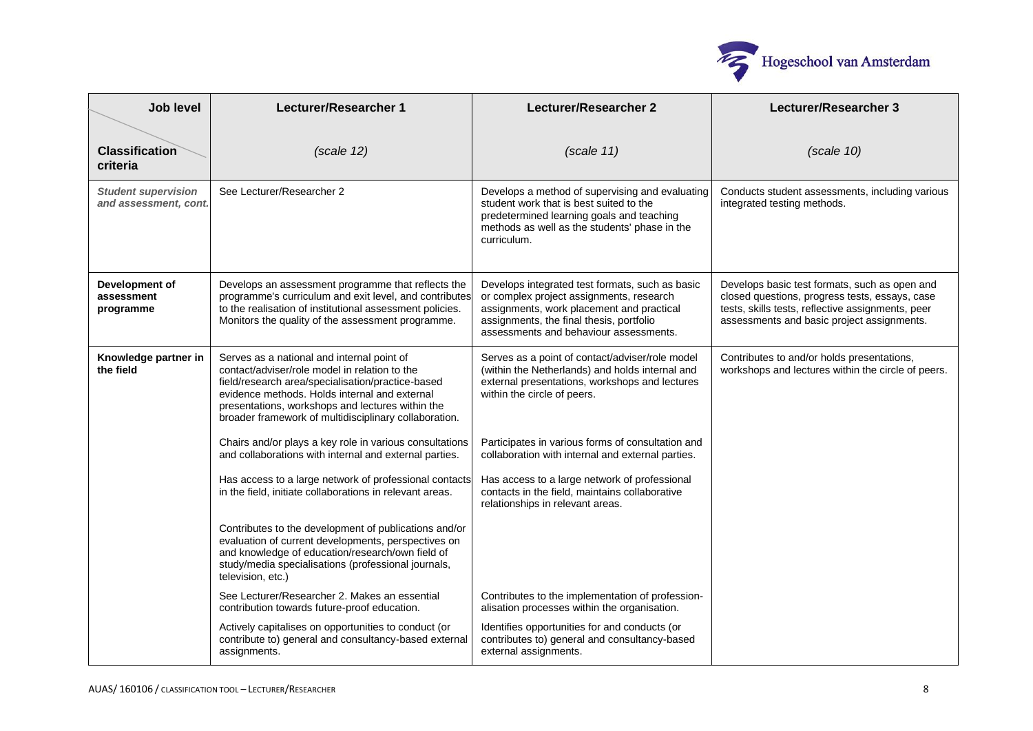| Job level / Classification criteria | Lecturer/Researcher 1 (scale 12) | Lecturer/Researcher 2 (scale 11) | Lecturer/Researcher 3 (scale 10) |
|---|---|---|---|
| ***Student supervision and assessment, cont.*** | See Lecturer/Researcher 2 | Develops a method of supervising and evaluating student work that is best suited to the predetermined learning goals and teaching methods as well as the students' phase in the curriculum. | Conducts student assessments, including various integrated testing methods. |
| **Development of assessment programme** | Develops an assessment programme that reflects the programme's curriculum and exit level, and contributes to the realisation of institutional assessment policies. Monitors the quality of the assessment programme. | Develops integrated test formats, such as basic or complex project assignments, research assignments, work placement and practical assignments, the final thesis, portfolio assessments and behaviour assessments. | Develops basic test formats, such as open and closed questions, progress tests, essays, case tests, skills tests, reflective assignments, peer assessments and basic project assignments. |
| **Knowledge partner in the field** | Serves as a national and internal point of contact/adviser/role model in relation to the field/research area/specialisation/practice-based evidence methods. Holds internal and external presentations, workshops and lectures within the broader framework of multidisciplinary collaboration. | Serves as a point of contact/adviser/role model (within the Netherlands) and holds internal and external presentations, workshops and lectures within the circle of peers. | Contributes to and/or holds presentations, workshops and lectures within the circle of peers. |
| | Chairs and/or plays a key role in various consultations and collaborations with internal and external parties. | Participates in various forms of consultation and collaboration with internal and external parties. | |
| | Has access to a large network of professional contacts in the field, initiate collaborations in relevant areas. | Has access to a large network of professional contacts in the field, maintains collaborative relationships in relevant areas. | |
| | Contributes to the development of publications and/or evaluation of current developments, perspectives on and knowledge of education/research/own field of study/media specialisations (professional journals, television, etc.) | | |
| | See Lecturer/Researcher 2. Makes an essential contribution towards future-proof education. | Contributes to the implementation of profession-alisation processes within the organisation. | |
| | Actively capitalises on opportunities to conduct (or contribute to) general and consultancy-based external assignments. | Identifies opportunities for and conducts (or contributes to) general and consultancy-based external assignments. | |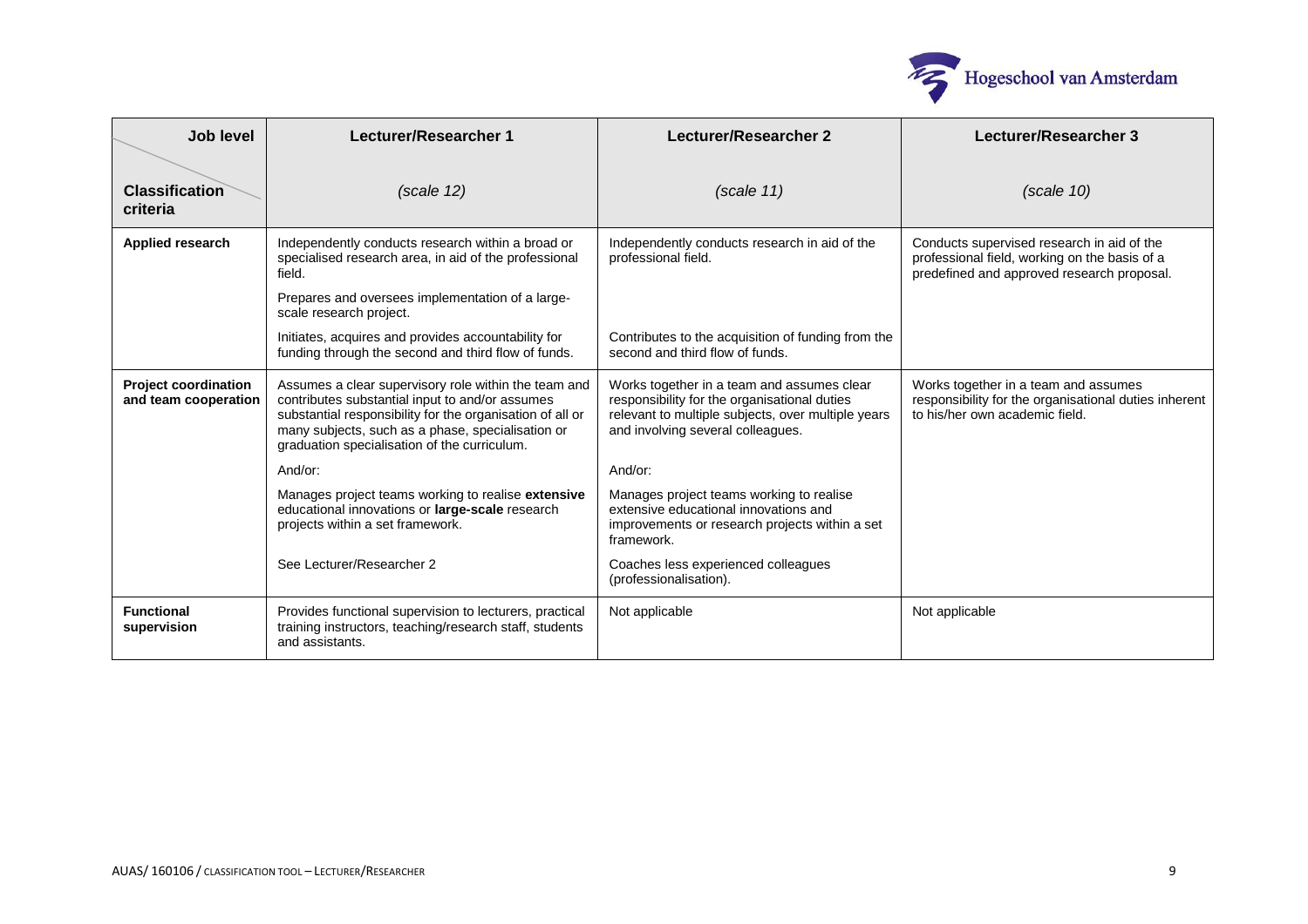| Job level / Classification criteria | Lecturer/Researcher 1 *(scale 12)* | Lecturer/Researcher 2 *(scale 11)* | Lecturer/Researcher 3 *(scale 10)* |
|---|---|---|---|
| **Applied research** | Independently conducts research within a broad or specialised research area, in aid of the professional field.<br><br>Prepares and oversees implementation of a large-scale research project.<br><br>Initiates, acquires and provides accountability for funding through the second and third flow of funds. | Independently conducts research in aid of the professional field.<br><br>Contributes to the acquisition of funding from the second and third flow of funds. | Conducts supervised research in aid of the professional field, working on the basis of a predefined and approved research proposal. |
| **Project coordination and team cooperation** | Assumes a clear supervisory role within the team and contributes substantial input to and/or assumes substantial responsibility for the organisation of all or many subjects, such as a phase, specialisation or graduation specialisation of the curriculum.<br><br>And/or:<br><br>Manages project teams working to realise **extensive** educational innovations or **large-scale** research projects within a set framework.<br><br>See Lecturer/Researcher 2 | Works together in a team and assumes clear responsibility for the organisational duties relevant to multiple subjects, over multiple years and involving several colleagues.<br><br>And/or:<br><br>Manages project teams working to realise extensive educational innovations and improvements or research projects within a set framework.<br><br>Coaches less experienced colleagues (professionalisation). | Works together in a team and assumes responsibility for the organisational duties inherent to his/her own academic field. |
| **Functional supervision** | Provides functional supervision to lecturers, practical training instructors, teaching/research staff, students and assistants. | Not applicable | Not applicable |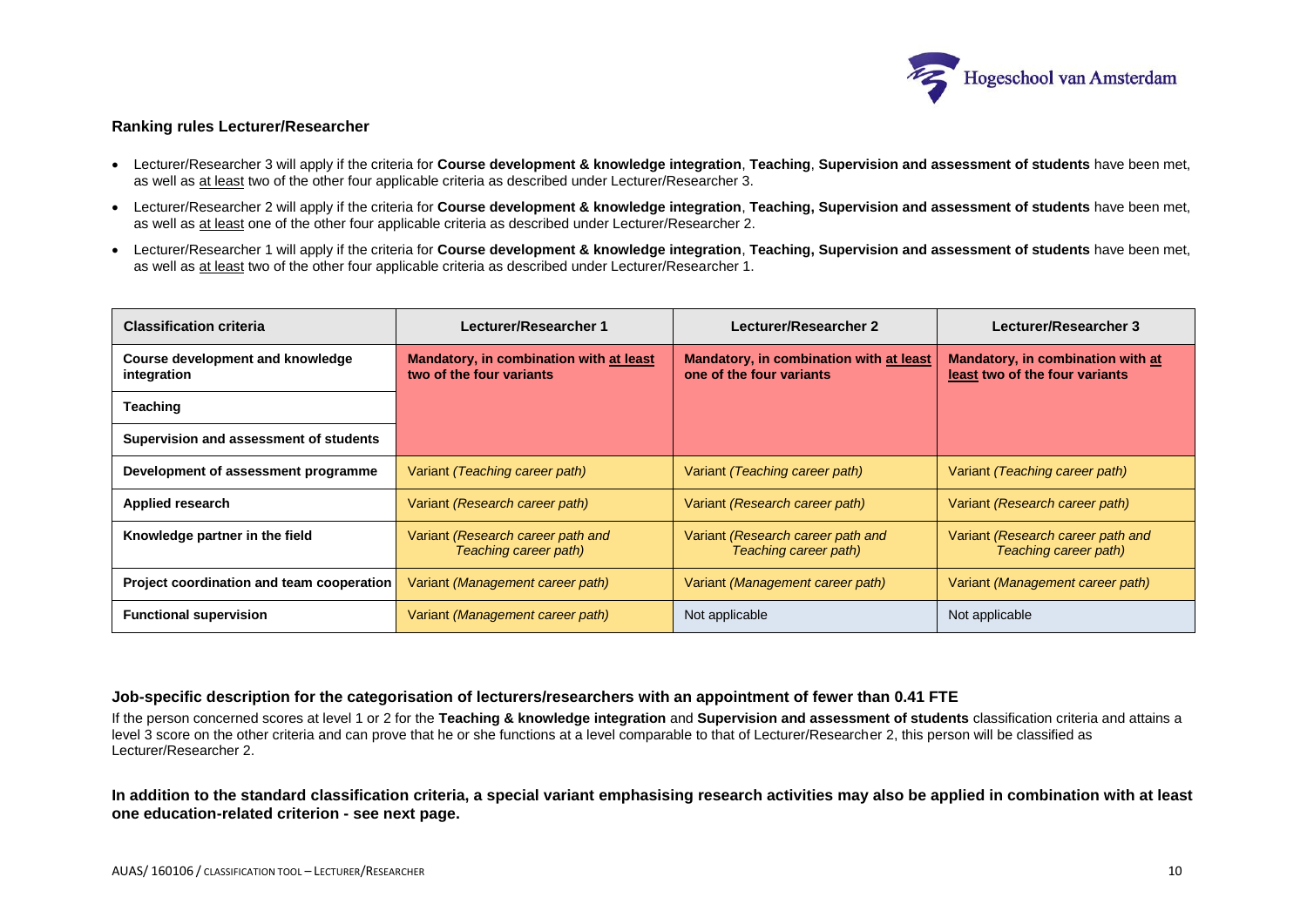### Ranking rules Lecturer/Researcher

- Lecturer/Researcher 3 will apply if the criteria for **Course development & knowledge integration**, **Teaching**, **Supervision and assessment of students** have been met, as well as at least two of the other four applicable criteria as described under Lecturer/Researcher 3.
- Lecturer/Researcher 2 will apply if the criteria for **Course development & knowledge integration**, **Teaching, Supervision and assessment of students** have been met, as well as at least one of the other four applicable criteria as described under Lecturer/Researcher 2.
- Lecturer/Researcher 1 will apply if the criteria for **Course development & knowledge integration**, **Teaching, Supervision and assessment of students** have been met, as well as at least two of the other four applicable criteria as described under Lecturer/Researcher 1.

| Classification criteria | Lecturer/Researcher 1 | Lecturer/Researcher 2 | Lecturer/Researcher 3 |
|---|---|---|---|
| **Course development and knowledge integration** | **Mandatory, in combination with at least two of the four variants** | **Mandatory, in combination with at least one of the four variants** | **Mandatory, in combination with at least two of the four variants** |
| **Teaching** | | | |
| **Supervision and assessment of students** | | | |
| **Development of assessment programme** | Variant *(Teaching career path)* | Variant *(Teaching career path)* | Variant *(Teaching career path)* |
| **Applied research** | Variant *(Research career path)* | Variant *(Research career path)* | Variant *(Research career path)* |
| **Knowledge partner in the field** | Variant *(Research career path and Teaching career path)* | Variant *(Research career path and Teaching career path)* | Variant *(Research career path and Teaching career path)* |
| **Project coordination and team cooperation** | Variant *(Management career path)* | Variant *(Management career path)* | Variant *(Management career path)* |
| **Functional supervision** | Variant *(Management career path)* | Not applicable | Not applicable |

### Job-specific description for the categorisation of lecturers/researchers with an appointment of fewer than 0.41 FTE

If the person concerned scores at level 1 or 2 for the **Teaching & knowledge integration** and **Supervision and assessment of students** classification criteria and attains a level 3 score on the other criteria and can prove that he or she functions at a level comparable to that of Lecturer/Researcher 2, this person will be classified as Lecturer/Researcher 2.

**In addition to the standard classification criteria, a special variant emphasising research activities may also be applied in combination with at least one education-related criterion - see next page.**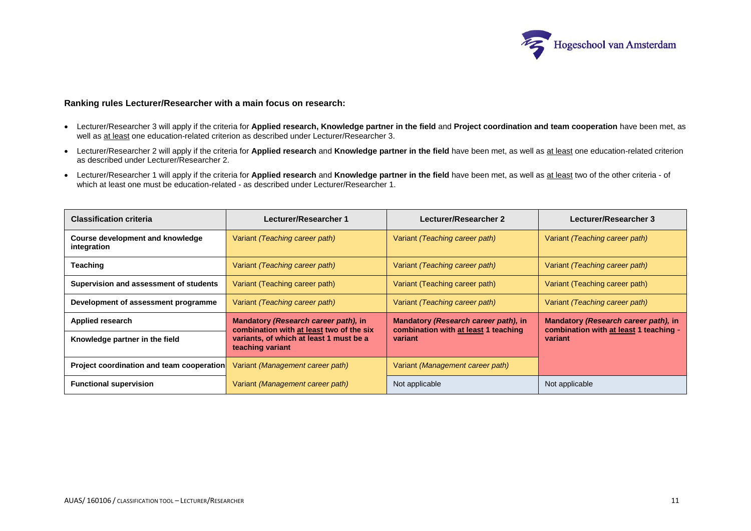**Ranking rules Lecturer/Researcher with a main focus on research:**

- Lecturer/Researcher 3 will apply if the criteria for **Applied research, Knowledge partner in the field** and **Project coordination and team cooperation** have been met, as well as at least one education-related criterion as described under Lecturer/Researcher 3.
- Lecturer/Researcher 2 will apply if the criteria for **Applied research** and **Knowledge partner in the field** have been met, as well as at least one education-related criterion as described under Lecturer/Researcher 2.
- Lecturer/Researcher 1 will apply if the criteria for **Applied research** and **Knowledge partner in the field** have been met, as well as at least two of the other criteria - of which at least one must be education-related - as described under Lecturer/Researcher 1.

| **Classification criteria** | **Lecturer/Researcher 1** | **Lecturer/Researcher 2** | **Lecturer/Researcher 3** |
|---|---|---|---|
| **Course development and knowledge integration** | Variant *(Teaching career path)* | Variant *(Teaching career path)* | Variant *(Teaching career path)* |
| **Teaching** | Variant *(Teaching career path)* | Variant *(Teaching career path)* | Variant *(Teaching career path)* |
| **Supervision and assessment of students** | Variant (Teaching career path) | Variant (Teaching career path) | Variant (Teaching career path) |
| **Development of assessment programme** | Variant *(Teaching career path)* | Variant *(Teaching career path)* | Variant *(Teaching career path)* |
| **Applied research** | **Mandatory *(Research career path),* in combination with at least two of the six variants, of which at least 1 must be a teaching variant** | **Mandatory *(Research career path),* in combination with at least 1 teaching variant** | **Mandatory *(Research career path),* in combination with at least 1 teaching - variant** |
| **Knowledge partner in the field** | | | |
| **Project coordination and team cooperation** | Variant *(Management career path)* | Variant *(Management career path)* | |
| **Functional supervision** | Variant *(Management career path)* | Not applicable | Not applicable |